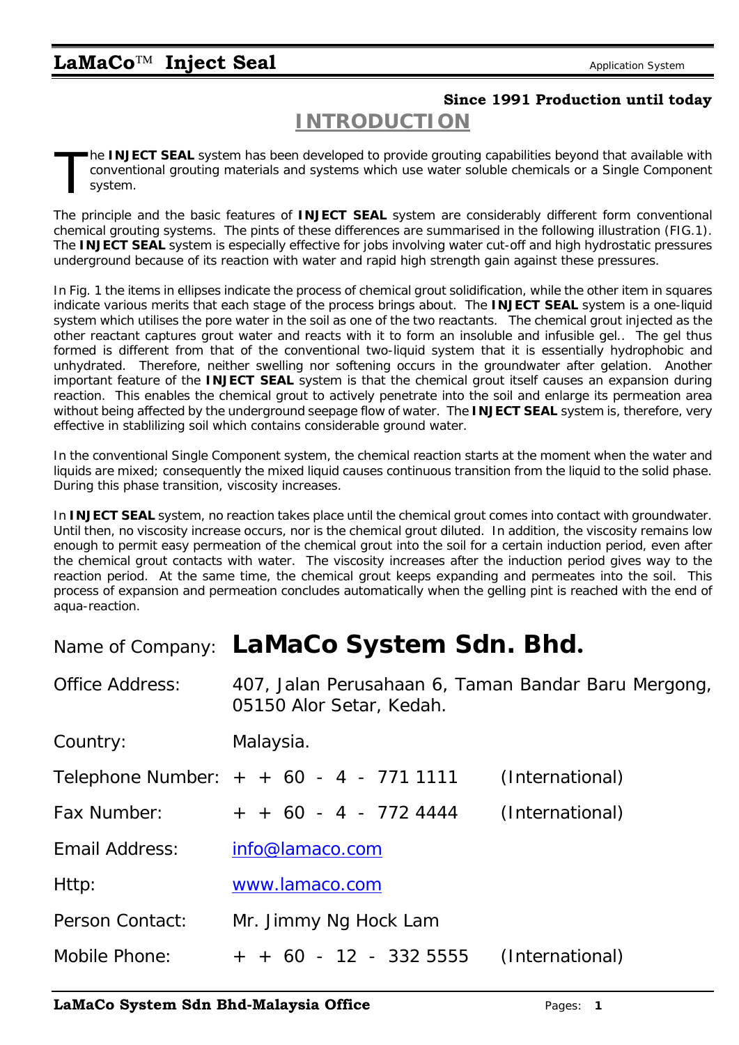**Since 1991 Production until today**

# INTRODUCTION

The **INJECT SEAL** system has been developed to provide grouting capabilities beyond that available with conventional grouting materials and systems which use water soluble chemicals or a Single Component system.

The principle and the basic features of **INJECT SEAL** system are considerably different form conventional chemical grouting systems. The pints of these differences are summarised in the following illustration (FIG.1). The **INJECT SEAL** system is especially effective for jobs involving water cut-off and high hydrostatic pressures underground because of its reaction with water and rapid high strength gain against these pressures.

In Fig. 1 the items in ellipses indicate the process of chemical grout solidification, while the other item in squares indicate various merits that each stage of the process brings about. The **INJECT SEAL** system is a one-liquid system which utilises the pore water in the soil as one of the two reactants. The chemical grout injected as the other reactant captures grout water and reacts with it to form an insoluble and infusible gel.. The gel thus formed is different from that of the conventional two-liquid system that it is essentially hydrophobic and unhydrated. Therefore, neither swelling nor softening occurs in the groundwater after gelation. Another important feature of the **INJECT SEAL** system is that the chemical grout itself causes an expansion during reaction. This enables the chemical grout to actively penetrate into the soil and enlarge its permeation area without being affected by the underground seepage flow of water. The **INJECT SEAL** system is, therefore, very effective in stablilizing soil which contains considerable ground water.

In the conventional Single Component system, the chemical reaction starts at the moment when the water and liquids are mixed; consequently the mixed liquid causes continuous transition from the liquid to the solid phase. During this phase transition, viscosity increases.

In **INJECT SEAL** system, no reaction takes place until the chemical grout comes into contact with groundwater. Until then, no viscosity increase occurs, nor is the chemical grout diluted. In addition, the viscosity remains low enough to permit easy permeation of the chemical grout into the soil for a certain induction period, even after the chemical grout contacts with water. The viscosity increases after the induction period gives way to the reaction period. At the same time, the chemical grout keeps expanding and permeates into the soil. This process of expansion and permeation concludes automatically when the gelling pint is reached with the end of aqua-reaction.

| | | |
|---|---|---|
| Name of Company: | **LaMaCo System Sdn. Bhd.** | |
| Office Address: | 407, Jalan Perusahaan 6, Taman Bandar Baru Mergong, 05150 Alor Setar, Kedah. | |
| Country: | Malaysia. | |
| Telephone Number: | + + 60 - 4 - 771 1111 | (International) |
| Fax Number: | + + 60 - 4 - 772 4444 | (International) |
| Email Address: | info@lamaco.com | |
| Http: | www.lamaco.com | |
| Person Contact: | Mr. Jimmy Ng Hock Lam | |
| Mobile Phone: | + + 60 - 12 - 332 5555 | (International) |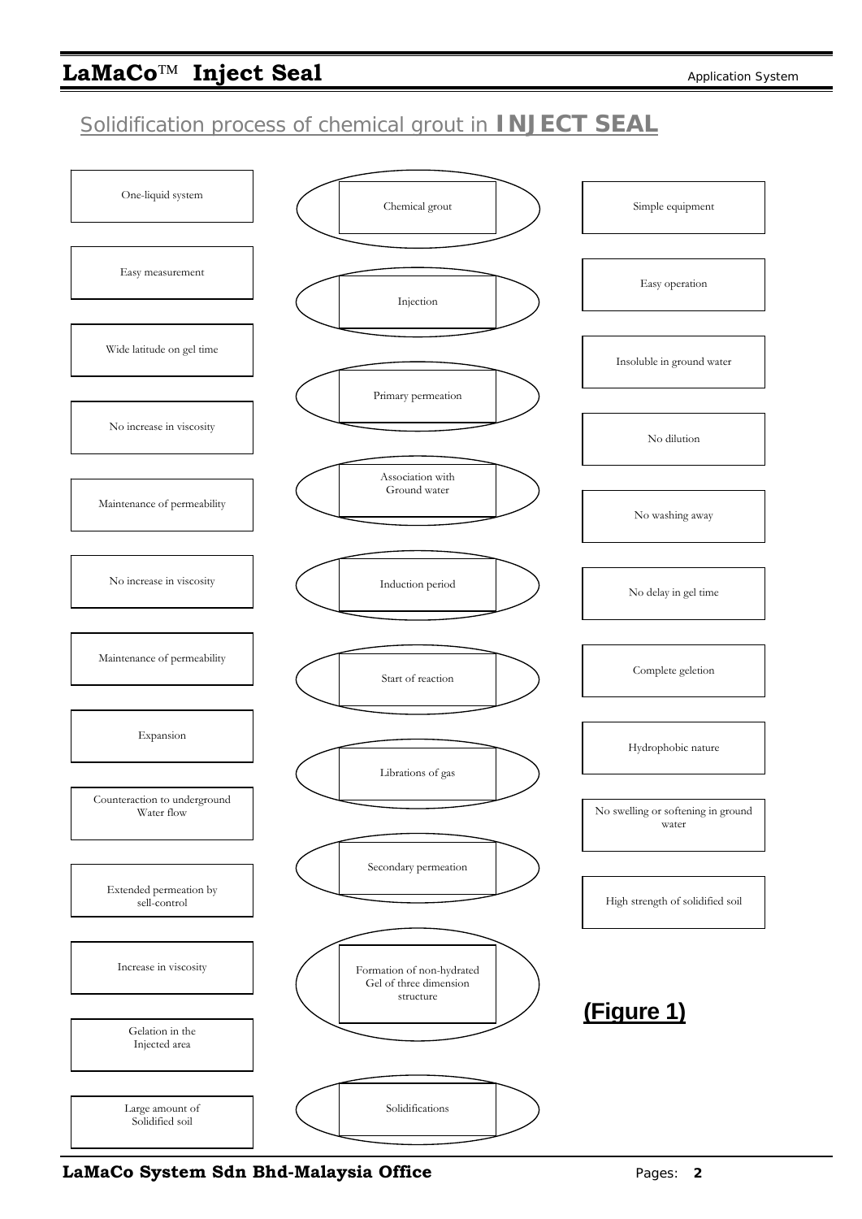## Solidification process of chemical grout in **INJECT SEAL**

One-liquid system

Chemical grout

Simple equipment

Easy measurement

Injection

Easy operation

Wide latitude on gel time

Primary permeation

Insoluble in ground water

No increase in viscosity

No dilution

Maintenance of permeability

Association with Ground water

No washing away

No increase in viscosity

Induction period

No delay in gel time

Maintenance of permeability

Start of reaction

Complete geletion

Expansion

Librations of gas

Hydrophobic nature

Counteraction to underground Water flow

No swelling or softening in ground water

Secondary permeation

Extended permeation by sell-control

High strength of solidified soil

Increase in viscosity

Formation of non-hydrated Gel of three dimension structure

Gelation in the Injected area

Large amount of Solidified soil

Solidifications

**(Figure 1)**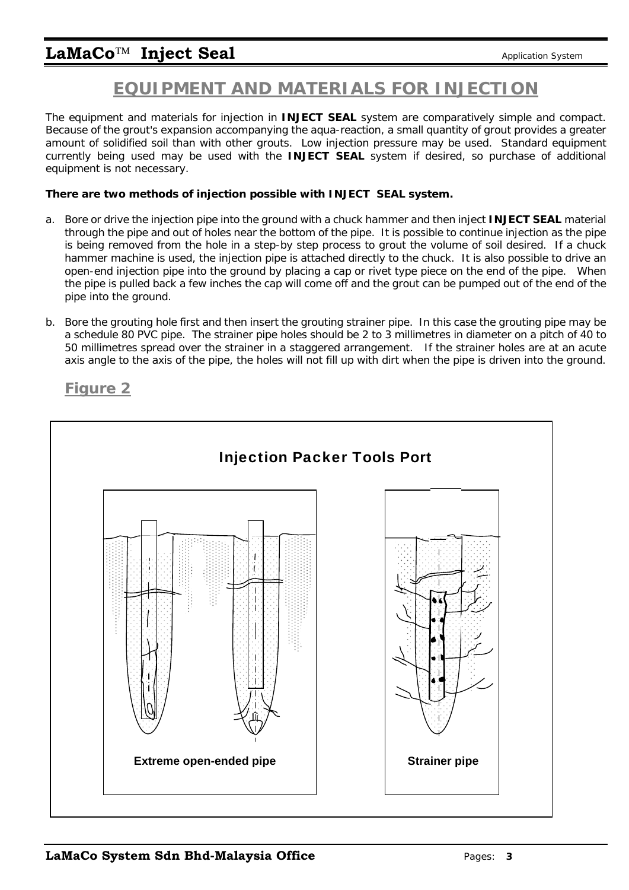# EQUIPMENT AND MATERIALS FOR INJECTION

The equipment and materials for injection in **INJECT SEAL** system are comparatively simple and compact. Because of the grout's expansion accompanying the aqua-reaction, a small quantity of grout provides a greater amount of solidified soil than with other grouts. Low injection pressure may be used. Standard equipment currently being used may be used with the **INJECT SEAL** system if desired, so purchase of additional equipment is not necessary.

**There are two methods of injection possible with INJECT SEAL system.**

a. Bore or drive the injection pipe into the ground with a chuck hammer and then inject **INJECT SEAL** material through the pipe and out of holes near the bottom of the pipe. It is possible to continue injection as the pipe is being removed from the hole in a step-by step process to grout the volume of soil desired. If a chuck hammer machine is used, the injection pipe is attached directly to the chuck. It is also possible to drive an open-end injection pipe into the ground by placing a cap or rivet type piece on the end of the pipe. When the pipe is pulled back a few inches the cap will come off and the grout can be pumped out of the end of the pipe into the ground.

b. Bore the grouting hole first and then insert the grouting strainer pipe. In this case the grouting pipe may be a schedule 80 PVC pipe. The strainer pipe holes should be 2 to 3 millimetres in diameter on a pitch of 40 to 50 millimetres spread over the strainer in a staggered arrangement. If the strainer holes are at an acute axis angle to the axis of the pipe, the holes will not fill up with dirt when the pipe is driven into the ground.

## Figure 2

Injection Packer Tools Port

Extreme open-ended pipe

Strainer pipe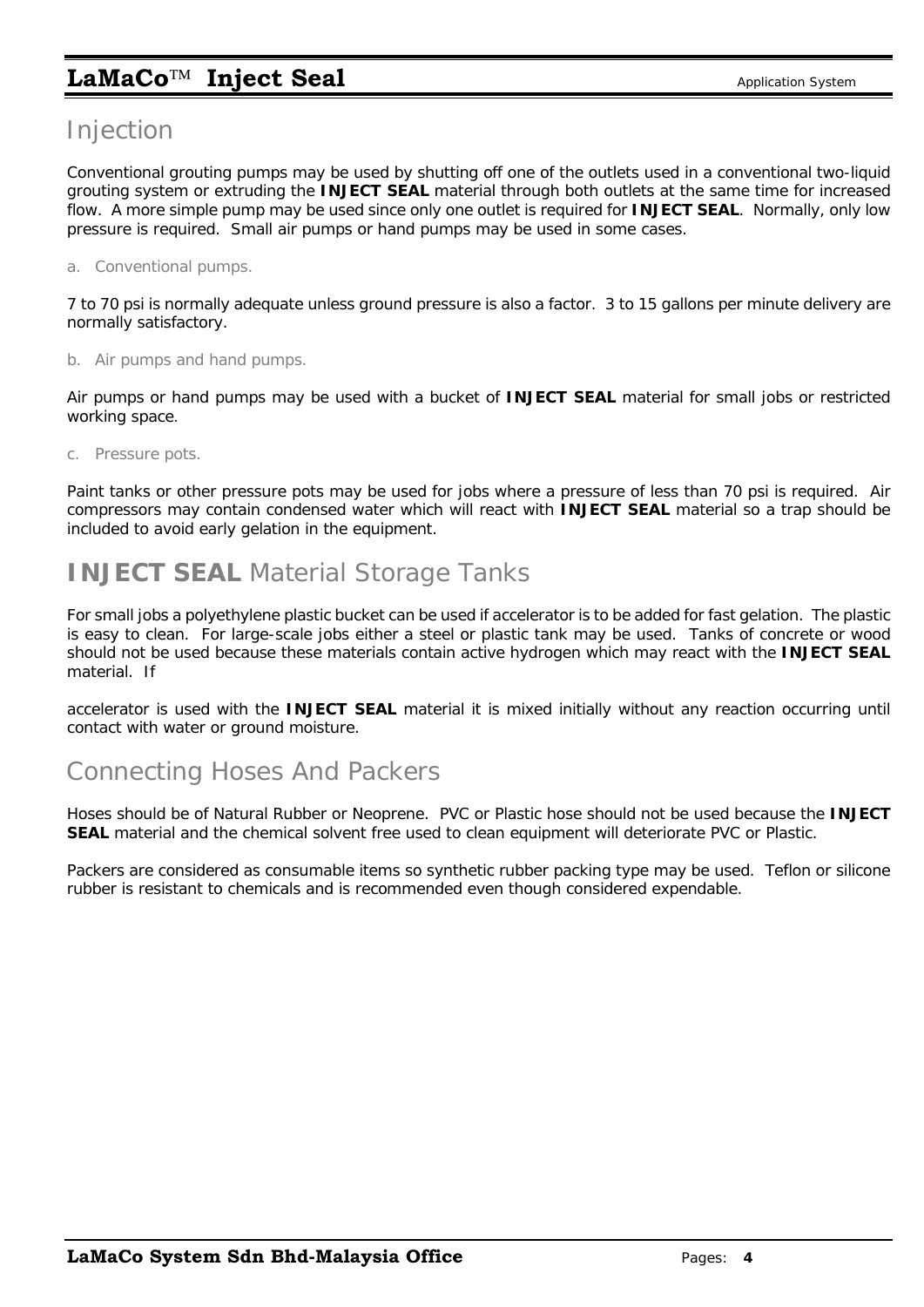## Injection

Conventional grouting pumps may be used by shutting off one of the outlets used in a conventional two-liquid grouting system or extruding the **INJECT SEAL** material through both outlets at the same time for increased flow. A more simple pump may be used since only one outlet is required for **INJECT SEAL**. Normally, only low pressure is required. Small air pumps or hand pumps may be used in some cases.

a. Conventional pumps.

7 to 70 psi is normally adequate unless ground pressure is also a factor. 3 to 15 gallons per minute delivery are normally satisfactory.

b. Air pumps and hand pumps.

Air pumps or hand pumps may be used with a bucket of **INJECT SEAL** material for small jobs or restricted working space.

c. Pressure pots.

Paint tanks or other pressure pots may be used for jobs where a pressure of less than 70 psi is required. Air compressors may contain condensed water which will react with **INJECT SEAL** material so a trap should be included to avoid early gelation in the equipment.

## **INJECT SEAL** Material Storage Tanks

For small jobs a polyethylene plastic bucket can be used if accelerator is to be added for fast gelation. The plastic is easy to clean. For large-scale jobs either a steel or plastic tank may be used. Tanks of concrete or wood should not be used because these materials contain active hydrogen which may react with the **INJECT SEAL** material. If

accelerator is used with the **INJECT SEAL** material it is mixed initially without any reaction occurring until contact with water or ground moisture.

## Connecting Hoses And Packers

Hoses should be of Natural Rubber or Neoprene. PVC or Plastic hose should not be used because the **INJECT SEAL** material and the chemical solvent free used to clean equipment will deteriorate PVC or Plastic.

Packers are considered as consumable items so synthetic rubber packing type may be used. Teflon or silicone rubber is resistant to chemicals and is recommended even though considered expendable.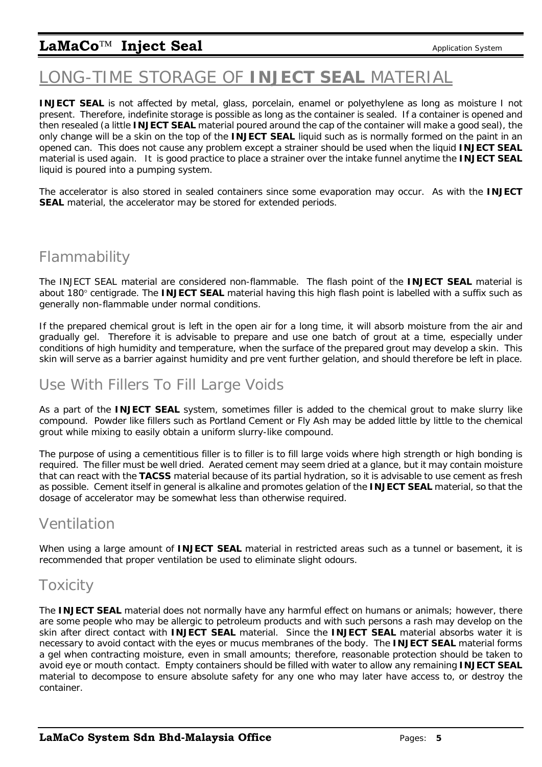# LONG-TIME STORAGE OF **INJECT SEAL** MATERIAL

**INJECT SEAL** is not affected by metal, glass, porcelain, enamel or polyethylene as long as moisture I not present. Therefore, indefinite storage is possible as long as the container is sealed. If a container is opened and then resealed (a little **INJECT SEAL** material poured around the cap of the container will make a good seal), the only change will be a skin on the top of the **INJECT SEAL** liquid such as is normally formed on the paint in an opened can. This does not cause any problem except a strainer should be used when the liquid **INJECT SEAL** material is used again. It is good practice to place a strainer over the intake funnel anytime the **INJECT SEAL** liquid is poured into a pumping system.

The accelerator is also stored in sealed containers since some evaporation may occur. As with the **INJECT SEAL** material, the accelerator may be stored for extended periods.

## Flammability

The INJECT SEAL material are considered non-flammable. The flash point of the **INJECT SEAL** material is about 180° centigrade. The **INJECT SEAL** material having this high flash point is labelled with a suffix such as generally non-flammable under normal conditions.

If the prepared chemical grout is left in the open air for a long time, it will absorb moisture from the air and gradually gel. Therefore it is advisable to prepare and use one batch of grout at a time, especially under conditions of high humidity and temperature, when the surface of the prepared grout may develop a skin. This skin will serve as a barrier against humidity and pre vent further gelation, and should therefore be left in place.

## Use With Fillers To Fill Large Voids

As a part of the **INJECT SEAL** system, sometimes filler is added to the chemical grout to make slurry like compound. Powder like fillers such as Portland Cement or Fly Ash may be added little by little to the chemical grout while mixing to easily obtain a uniform slurry-like compound.

The purpose of using a cementitious filler is to filler is to fill large voids where high strength or high bonding is required. The filler must be well dried. Aerated cement may seem dried at a glance, but it may contain moisture that can react with the **TACSS** material because of its partial hydration, so it is advisable to use cement as fresh as possible. Cement itself in general is alkaline and promotes gelation of the **INJECT SEAL** material, so that the dosage of accelerator may be somewhat less than otherwise required.

## Ventilation

When using a large amount of **INJECT SEAL** material in restricted areas such as a tunnel or basement, it is recommended that proper ventilation be used to eliminate slight odours.

## Toxicity

The **INJECT SEAL** material does not normally have any harmful effect on humans or animals; however, there are some people who may be allergic to petroleum products and with such persons a rash may develop on the skin after direct contact with **INJECT SEAL** material. Since the **INJECT SEAL** material absorbs water it is necessary to avoid contact with the eyes or mucus membranes of the body. The **INJECT SEAL** material forms a gel when contracting moisture, even in small amounts; therefore, reasonable protection should be taken to avoid eye or mouth contact. Empty containers should be filled with water to allow any remaining **INJECT SEAL** material to decompose to ensure absolute safety for any one who may later have access to, or destroy the container.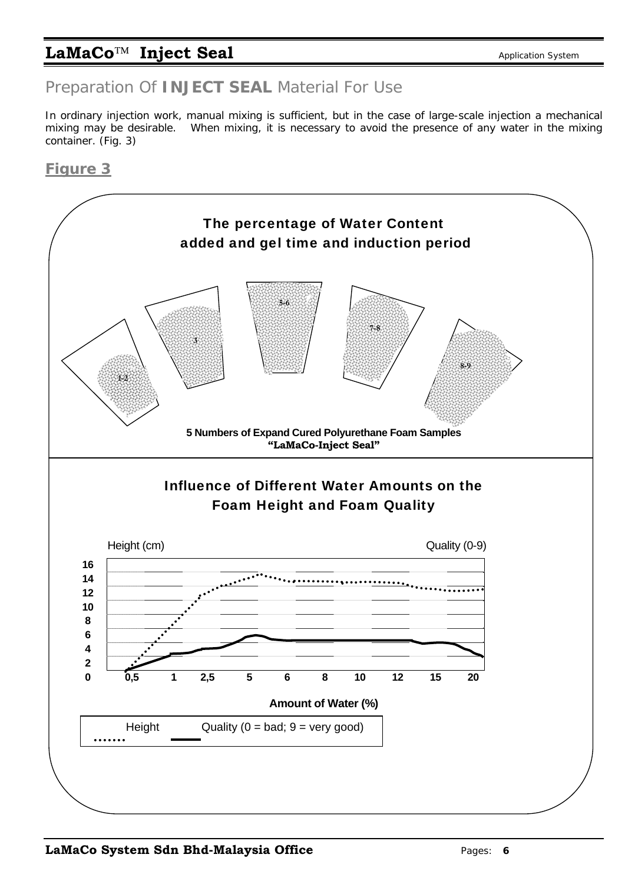## Preparation Of **INJECT SEAL** Material For Use

In ordinary injection work, manual mixing is sufficient, but in the case of large-scale injection a mechanical mixing may be desirable. When mixing, it is necessary to avoid the presence of any water in the mixing container. (Fig. 3)

### **Figure 3**

**The percentage of Water Content added and gel time and induction period**

1-2

3

5-6

7-8

8-9

**5 Numbers of Expand Cured Polyurethane Foam Samples "LaMaCo-Inject Seal"**

**Influence of Different Water Amounts on the Foam Height and Foam Quality**

Height (cm)

Quality (0-9)

16
14
12
10
8
6
4
2
0

0,5 1 2,5 5 6 8 10 12 15 20

**Amount of Water (%)**

Height

Quality (0 = bad; 9 = very good)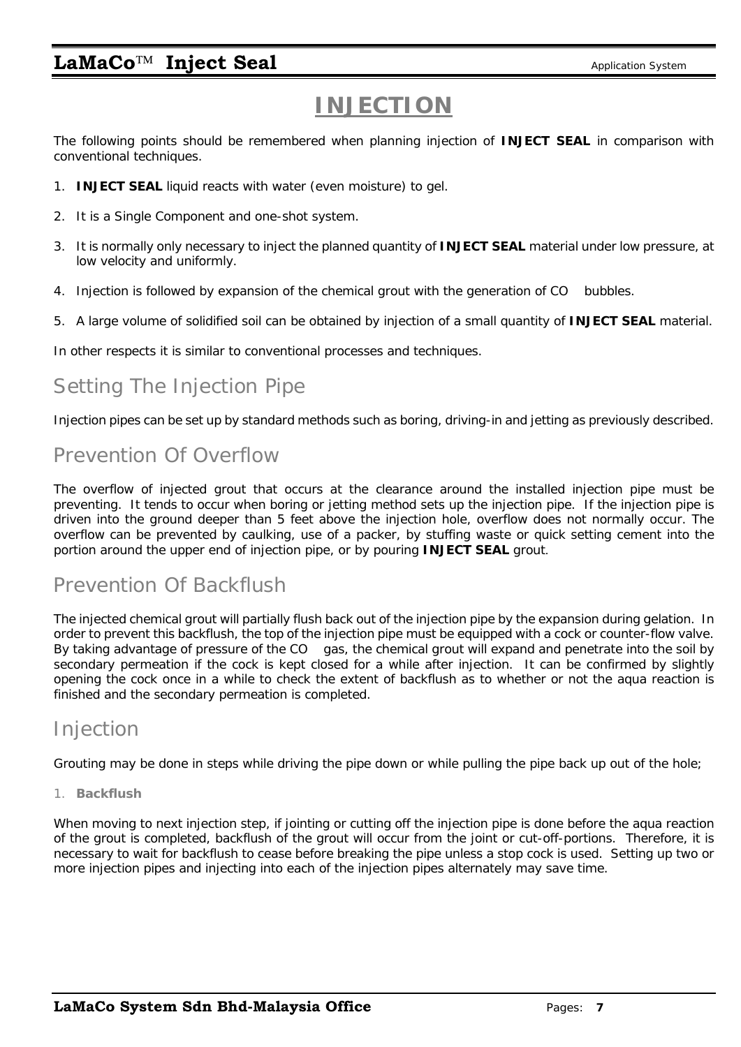# INJECTION

The following points should be remembered when planning injection of **INJECT SEAL** in comparison with conventional techniques.

1. **INJECT SEAL** liquid reacts with water (even moisture) to gel.
2. It is a Single Component and one-shot system.
3. It is normally only necessary to inject the planned quantity of **INJECT SEAL** material under low pressure, at low velocity and uniformly.
4. Injection is followed by expansion of the chemical grout with the generation of $CO_2$ bubbles.
5. A large volume of solidified soil can be obtained by injection of a small quantity of **INJECT SEAL** material.

In other respects it is similar to conventional processes and techniques.

## Setting The Injection Pipe

Injection pipes can be set up by standard methods such as boring, driving-in and jetting as previously described.

## Prevention Of Overflow

The overflow of injected grout that occurs at the clearance around the installed injection pipe must be preventing. It tends to occur when boring or jetting method sets up the injection pipe. If the injection pipe is driven into the ground deeper than 5 feet above the injection hole, overflow does not normally occur. The overflow can be prevented by caulking, use of a packer, by stuffing waste or quick setting cement into the portion around the upper end of injection pipe, or by pouring **INJECT SEAL** grout.

## Prevention Of Backflush

The injected chemical grout will partially flush back out of the injection pipe by the expansion during gelation. In order to prevent this backflush, the top of the injection pipe must be equipped with a cock or counter-flow valve. By taking advantage of pressure of the $CO_2$ gas, the chemical grout will expand and penetrate into the soil by secondary permeation if the cock is kept closed for a while after injection. It can be confirmed by slightly opening the cock once in a while to check the extent of backflush as to whether or not the aqua reaction is finished and the secondary permeation is completed.

## Injection

Grouting may be done in steps while driving the pipe down or while pulling the pipe back up out of the hole;

1. **Backflush**

When moving to next injection step, if jointing or cutting off the injection pipe is done before the aqua reaction of the grout is completed, backflush of the grout will occur from the joint or cut-off-portions. Therefore, it is necessary to wait for backflush to cease before breaking the pipe unless a stop cock is used. Setting up two or more injection pipes and injecting into each of the injection pipes alternately may save time.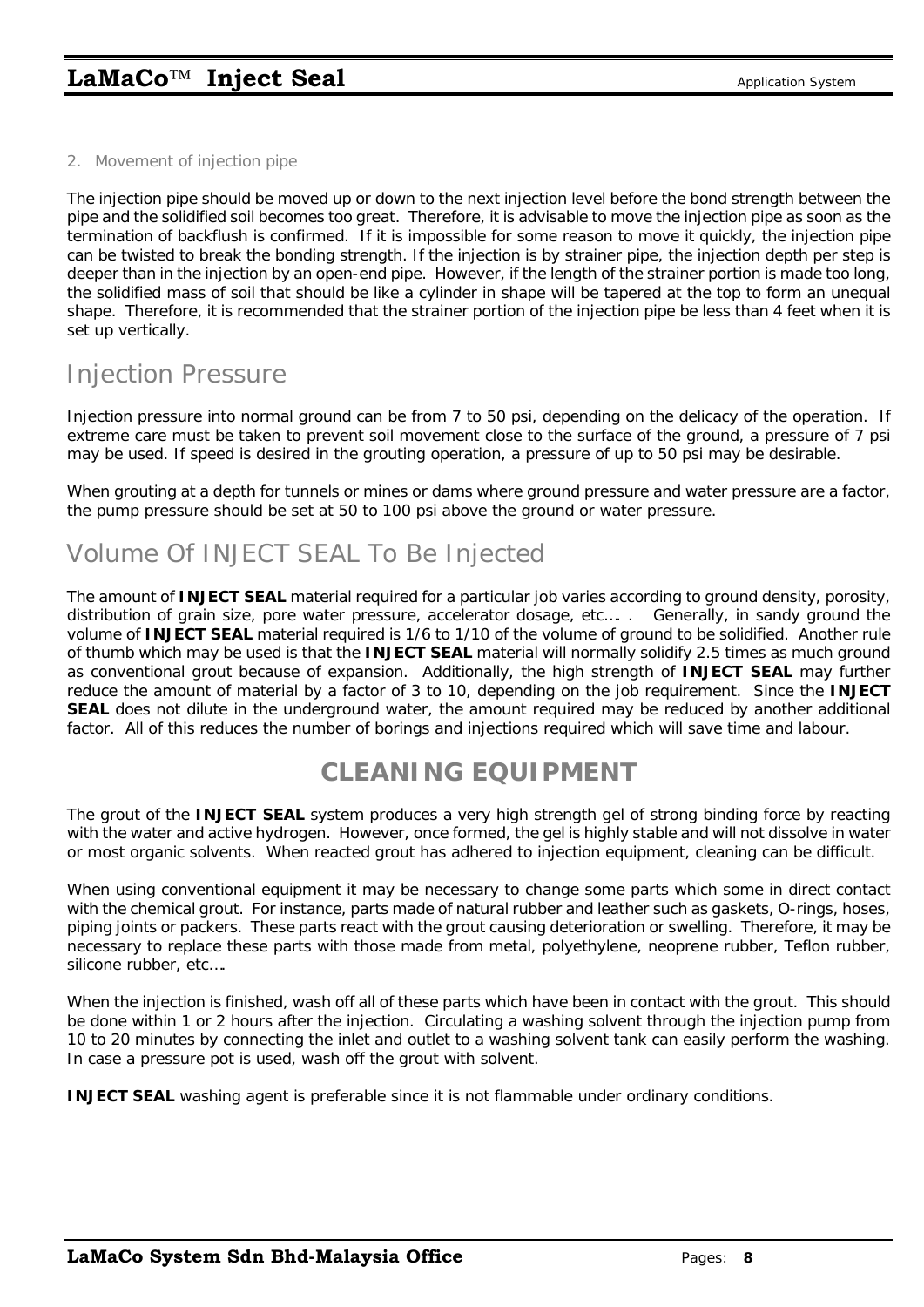2. Movement of injection pipe

The injection pipe should be moved up or down to the next injection level before the bond strength between the pipe and the solidified soil becomes too great. Therefore, it is advisable to move the injection pipe as soon as the termination of backflush is confirmed. If it is impossible for some reason to move it quickly, the injection pipe can be twisted to break the bonding strength. If the injection is by strainer pipe, the injection depth per step is deeper than in the injection by an open-end pipe. However, if the length of the strainer portion is made too long, the solidified mass of soil that should be like a cylinder in shape will be tapered at the top to form an unequal shape. Therefore, it is recommended that the strainer portion of the injection pipe be less than 4 feet when it is set up vertically.

## Injection Pressure

Injection pressure into normal ground can be from 7 to 50 psi, depending on the delicacy of the operation. If extreme care must be taken to prevent soil movement close to the surface of the ground, a pressure of 7 psi may be used. If speed is desired in the grouting operation, a pressure of up to 50 psi may be desirable.

When grouting at a depth for tunnels or mines or dams where ground pressure and water pressure are a factor, the pump pressure should be set at 50 to 100 psi above the ground or water pressure.

## Volume Of INJECT SEAL To Be Injected

The amount of **INJECT SEAL** material required for a particular job varies according to ground density, porosity, distribution of grain size, pore water pressure, accelerator dosage, etc…. . Generally, in sandy ground the volume of **INJECT SEAL** material required is 1/6 to 1/10 of the volume of ground to be solidified. Another rule of thumb which may be used is that the **INJECT SEAL** material will normally solidify 2.5 times as much ground as conventional grout because of expansion. Additionally, the high strength of **INJECT SEAL** may further reduce the amount of material by a factor of 3 to 10, depending on the job requirement. Since the **INJECT SEAL** does not dilute in the underground water, the amount required may be reduced by another additional factor. All of this reduces the number of borings and injections required which will save time and labour.

# CLEANING EQUIPMENT

The grout of the **INJECT SEAL** system produces a very high strength gel of strong binding force by reacting with the water and active hydrogen. However, once formed, the gel is highly stable and will not dissolve in water or most organic solvents. When reacted grout has adhered to injection equipment, cleaning can be difficult.

When using conventional equipment it may be necessary to change some parts which some in direct contact with the chemical grout. For instance, parts made of natural rubber and leather such as gaskets, O-rings, hoses, piping joints or packers. These parts react with the grout causing deterioration or swelling. Therefore, it may be necessary to replace these parts with those made from metal, polyethylene, neoprene rubber, Teflon rubber, silicone rubber, etc….

When the injection is finished, wash off all of these parts which have been in contact with the grout. This should be done within 1 or 2 hours after the injection. Circulating a washing solvent through the injection pump from 10 to 20 minutes by connecting the inlet and outlet to a washing solvent tank can easily perform the washing. In case a pressure pot is used, wash off the grout with solvent.

**INJECT SEAL** washing agent is preferable since it is not flammable under ordinary conditions.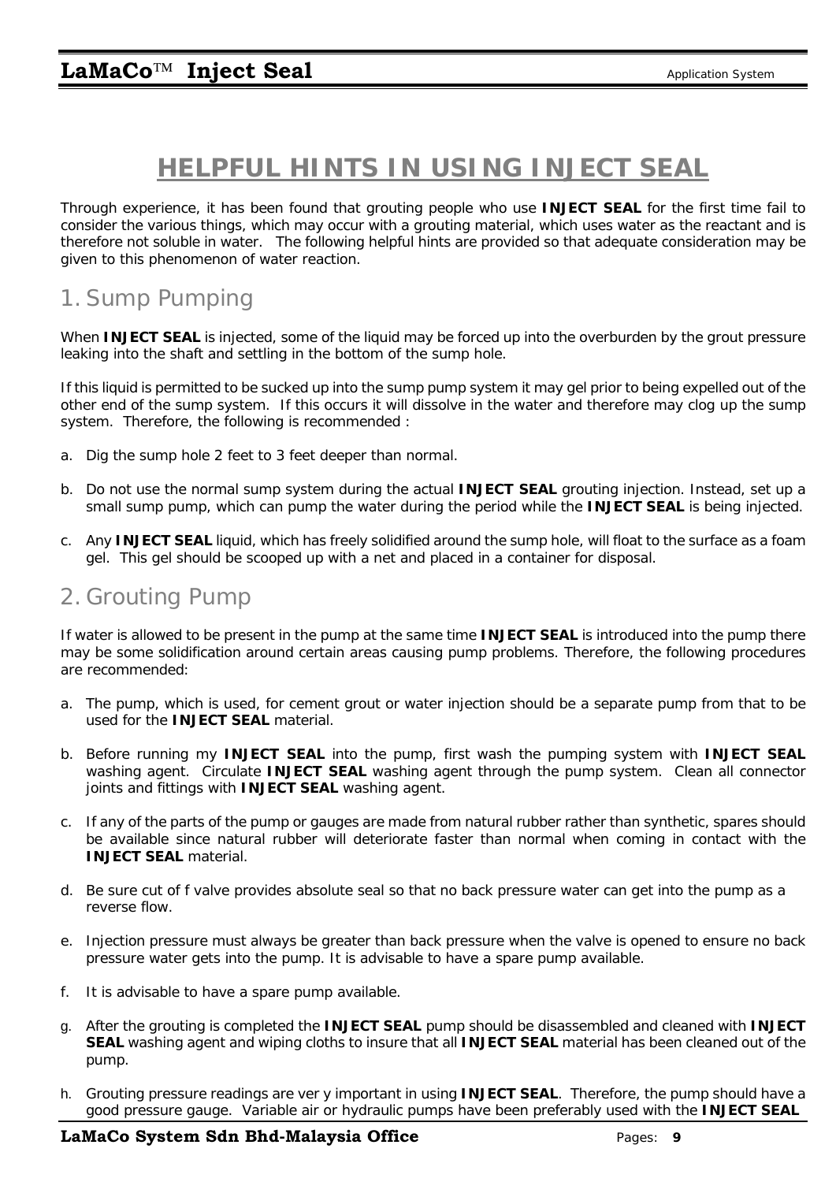# HELPFUL HINTS IN USING INJECT SEAL

Through experience, it has been found that grouting people who use **INJECT SEAL** for the first time fail to consider the various things, which may occur with a grouting material, which uses water as the reactant and is therefore not soluble in water. The following helpful hints are provided so that adequate consideration may be given to this phenomenon of water reaction.

## 1. Sump Pumping

When **INJECT SEAL** is injected, some of the liquid may be forced up into the overburden by the grout pressure leaking into the shaft and settling in the bottom of the sump hole.

If this liquid is permitted to be sucked up into the sump pump system it may gel prior to being expelled out of the other end of the sump system. If this occurs it will dissolve in the water and therefore may clog up the sump system. Therefore, the following is recommended :

a. Dig the sump hole 2 feet to 3 feet deeper than normal.

b. Do not use the normal sump system during the actual **INJECT SEAL** grouting injection. Instead, set up a small sump pump, which can pump the water during the period while the **INJECT SEAL** is being injected.

c. Any **INJECT SEAL** liquid, which has freely solidified around the sump hole, will float to the surface as a foam gel. This gel should be scooped up with a net and placed in a container for disposal.

## 2. Grouting Pump

If water is allowed to be present in the pump at the same time **INJECT SEAL** is introduced into the pump there may be some solidification around certain areas causing pump problems. Therefore, the following procedures are recommended:

a. The pump, which is used, for cement grout or water injection should be a separate pump from that to be used for the **INJECT SEAL** material.

b. Before running my **INJECT SEAL** into the pump, first wash the pumping system with **INJECT SEAL** washing agent. Circulate **INJECT SEAL** washing agent through the pump system. Clean all connector joints and fittings with **INJECT SEAL** washing agent.

c. If any of the parts of the pump or gauges are made from natural rubber rather than synthetic, spares should be available since natural rubber will deteriorate faster than normal when coming in contact with the **INJECT SEAL** material.

d. Be sure cut of f valve provides absolute seal so that no back pressure water can get into the pump as a reverse flow.

e. Injection pressure must always be greater than back pressure when the valve is opened to ensure no back pressure water gets into the pump. It is advisable to have a spare pump available.

f. It is advisable to have a spare pump available.

g. After the grouting is completed the **INJECT SEAL** pump should be disassembled and cleaned with **INJECT SEAL** washing agent and wiping cloths to insure that all **INJECT SEAL** material has been cleaned out of the pump.

h. Grouting pressure readings are ver y important in using **INJECT SEAL**. Therefore, the pump should have a good pressure gauge. Variable air or hydraulic pumps have been preferably used with the **INJECT SEAL**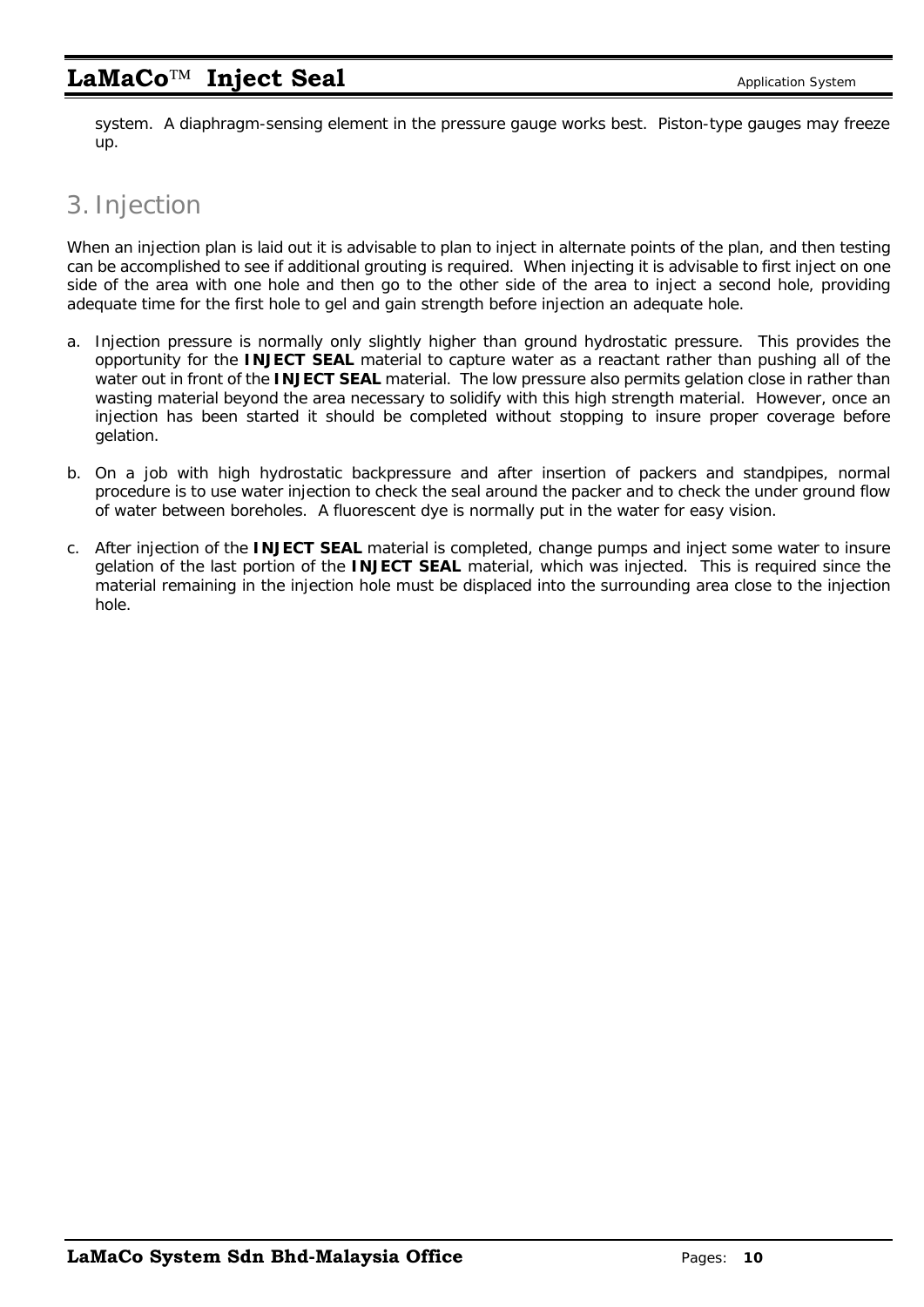system. A diaphragm-sensing element in the pressure gauge works best. Piston-type gauges may freeze up.

## 3. Injection

When an injection plan is laid out it is advisable to plan to inject in alternate points of the plan, and then testing can be accomplished to see if additional grouting is required. When injecting it is advisable to first inject on one side of the area with one hole and then go to the other side of the area to inject a second hole, providing adequate time for the first hole to gel and gain strength before injection an adequate hole.

a. Injection pressure is normally only slightly higher than ground hydrostatic pressure. This provides the opportunity for the **INJECT SEAL** material to capture water as a reactant rather than pushing all of the water out in front of the **INJECT SEAL** material. The low pressure also permits gelation close in rather than wasting material beyond the area necessary to solidify with this high strength material. However, once an injection has been started it should be completed without stopping to insure proper coverage before gelation.

b. On a job with high hydrostatic backpressure and after insertion of packers and standpipes, normal procedure is to use water injection to check the seal around the packer and to check the under ground flow of water between boreholes. A fluorescent dye is normally put in the water for easy vision.

c. After injection of the **INJECT SEAL** material is completed, change pumps and inject some water to insure gelation of the last portion of the **INJECT SEAL** material, which was injected. This is required since the material remaining in the injection hole must be displaced into the surrounding area close to the injection hole.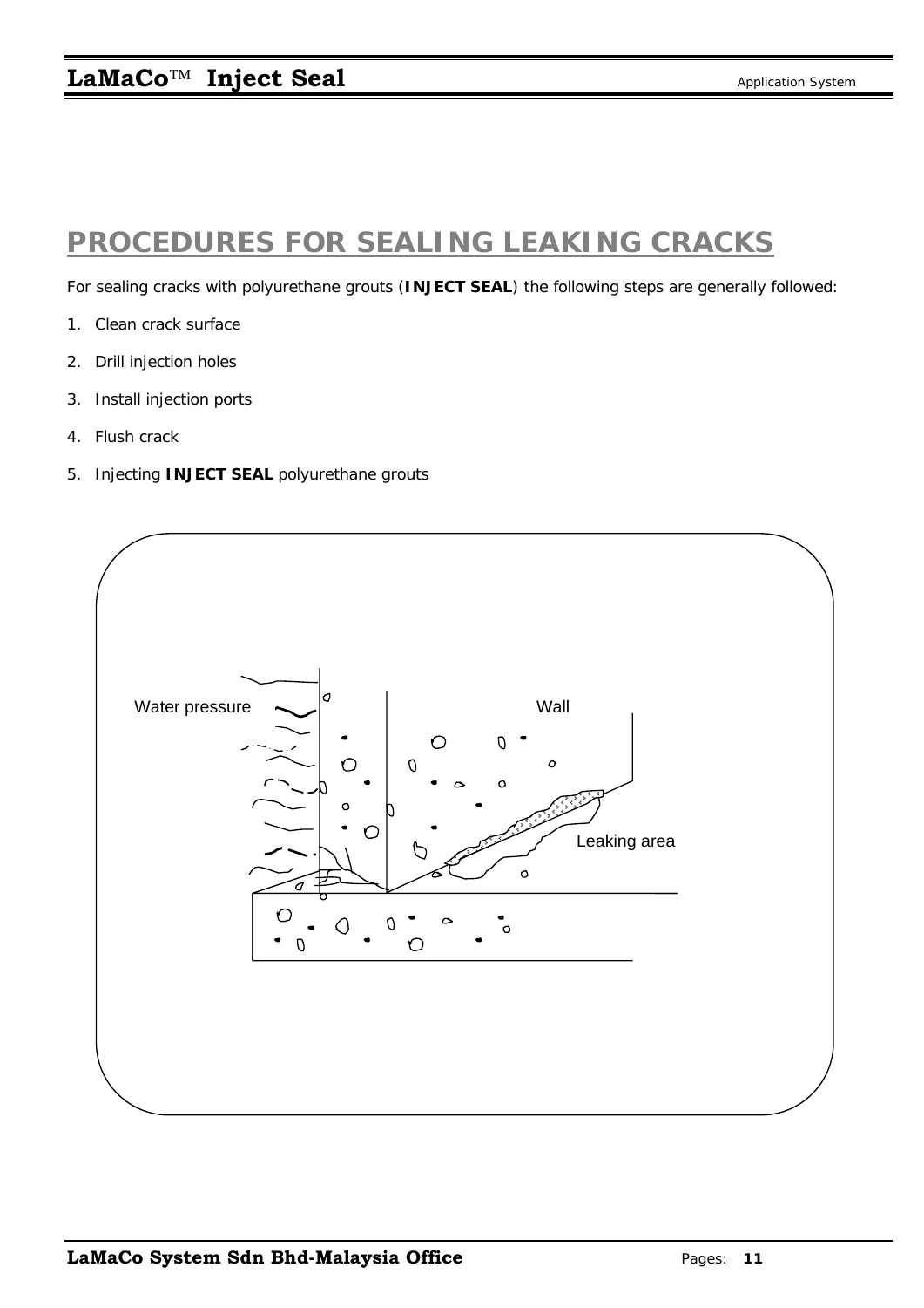# PROCEDURES FOR SEALING LEAKING CRACKS

For sealing cracks with polyurethane grouts (**INJECT SEAL**) the following steps are generally followed:

1. Clean crack surface
2. Drill injection holes
3. Install injection ports
4. Flush crack
5. Injecting **INJECT SEAL** polyurethane grouts

Water pressure

Wall

Leaking area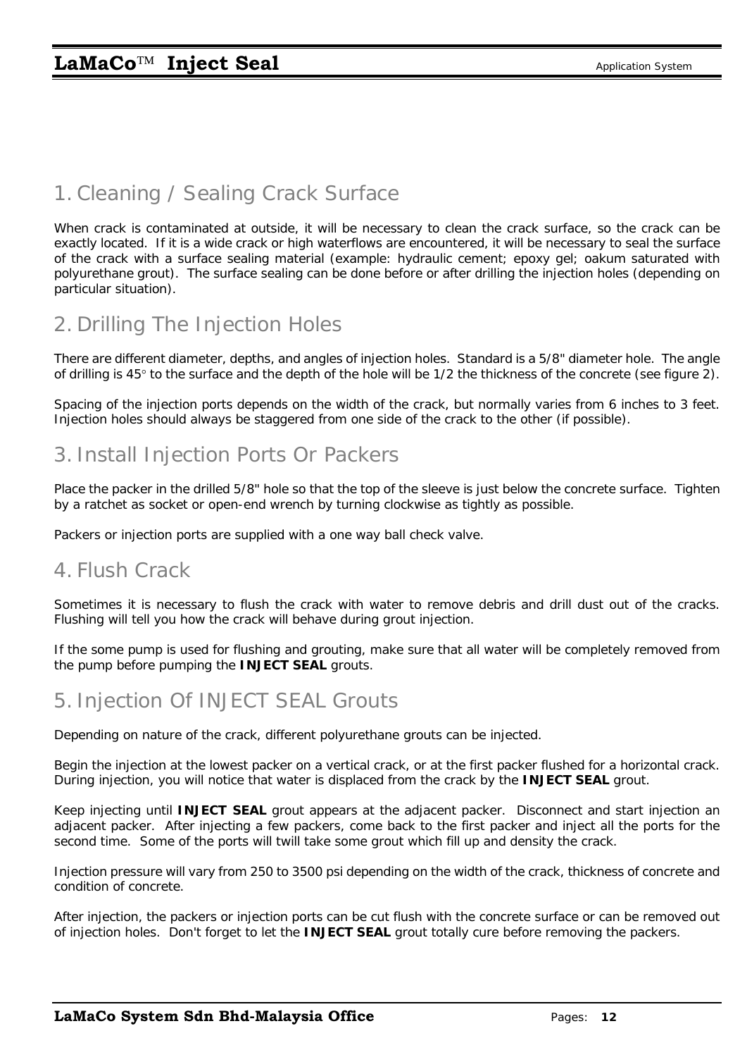## 1. Cleaning / Sealing Crack Surface

When crack is contaminated at outside, it will be necessary to clean the crack surface, so the crack can be exactly located. If it is a wide crack or high waterflows are encountered, it will be necessary to seal the surface of the crack with a surface sealing material (example: hydraulic cement; epoxy gel; oakum saturated with polyurethane grout). The surface sealing can be done before or after drilling the injection holes (depending on particular situation).

## 2. Drilling The Injection Holes

There are different diameter, depths, and angles of injection holes. Standard is a 5/8" diameter hole. The angle of drilling is 45° to the surface and the depth of the hole will be 1/2 the thickness of the concrete (see figure 2).

Spacing of the injection ports depends on the width of the crack, but normally varies from 6 inches to 3 feet. Injection holes should always be staggered from one side of the crack to the other (if possible).

## 3. Install Injection Ports Or Packers

Place the packer in the drilled 5/8" hole so that the top of the sleeve is just below the concrete surface. Tighten by a ratchet as socket or open-end wrench by turning clockwise as tightly as possible.

Packers or injection ports are supplied with a one way ball check valve.

## 4. Flush Crack

Sometimes it is necessary to flush the crack with water to remove debris and drill dust out of the cracks. Flushing will tell you how the crack will behave during grout injection.

If the some pump is used for flushing and grouting, make sure that all water will be completely removed from the pump before pumping the **INJECT SEAL** grouts.

## 5. Injection Of INJECT SEAL Grouts

Depending on nature of the crack, different polyurethane grouts can be injected.

Begin the injection at the lowest packer on a vertical crack, or at the first packer flushed for a horizontal crack. During injection, you will notice that water is displaced from the crack by the **INJECT SEAL** grout.

Keep injecting until **INJECT SEAL** grout appears at the adjacent packer. Disconnect and start injection an adjacent packer. After injecting a few packers, come back to the first packer and inject all the ports for the second time. Some of the ports will twill take some grout which fill up and density the crack.

Injection pressure will vary from 250 to 3500 psi depending on the width of the crack, thickness of concrete and condition of concrete.

After injection, the packers or injection ports can be cut flush with the concrete surface or can be removed out of injection holes. Don't forget to let the **INJECT SEAL** grout totally cure before removing the packers.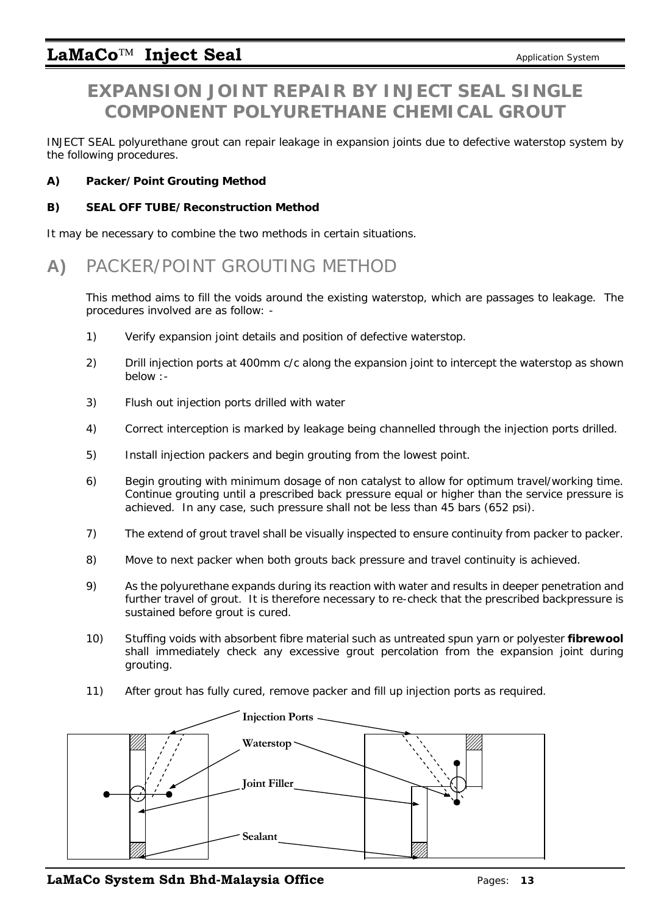# EXPANSION JOINT REPAIR BY INJECT SEAL SINGLE COMPONENT POLYURETHANE CHEMICAL GROUT

INJECT SEAL polyurethane grout can repair leakage in expansion joints due to defective waterstop system by the following procedures.

**A) Packer/Point Grouting Method**

**B) SEAL OFF TUBE/Reconstruction Method**

It may be necessary to combine the two methods in certain situations.

## A) PACKER/POINT GROUTING METHOD

This method aims to fill the voids around the existing waterstop, which are passages to leakage. The procedures involved are as follow: -

1) Verify expansion joint details and position of defective waterstop.

2) Drill injection ports at 400mm c/c along the expansion joint to intercept the waterstop as shown below :-

3) Flush out injection ports drilled with water

4) Correct interception is marked by leakage being channelled through the injection ports drilled.

5) Install injection packers and begin grouting from the lowest point.

6) Begin grouting with minimum dosage of non catalyst to allow for optimum travel/working time. Continue grouting until a prescribed back pressure equal or higher than the service pressure is achieved. In any case, such pressure shall not be less than 45 bars (652 psi).

7) The extend of grout travel shall be visually inspected to ensure continuity from packer to packer.

8) Move to next packer when both grouts back pressure and travel continuity is achieved.

9) As the polyurethane expands during its reaction with water and results in deeper penetration and further travel of grout. It is therefore necessary to re-check that the prescribed backpressure is sustained before grout is cured.

10) Stuffing voids with absorbent fibre material such as untreated spun yarn or polyester **fibrewool** shall immediately check any excessive grout percolation from the expansion joint during grouting.

11) After grout has fully cured, remove packer and fill up injection ports as required.

Injection Ports

Waterstop

Joint Filler

Sealant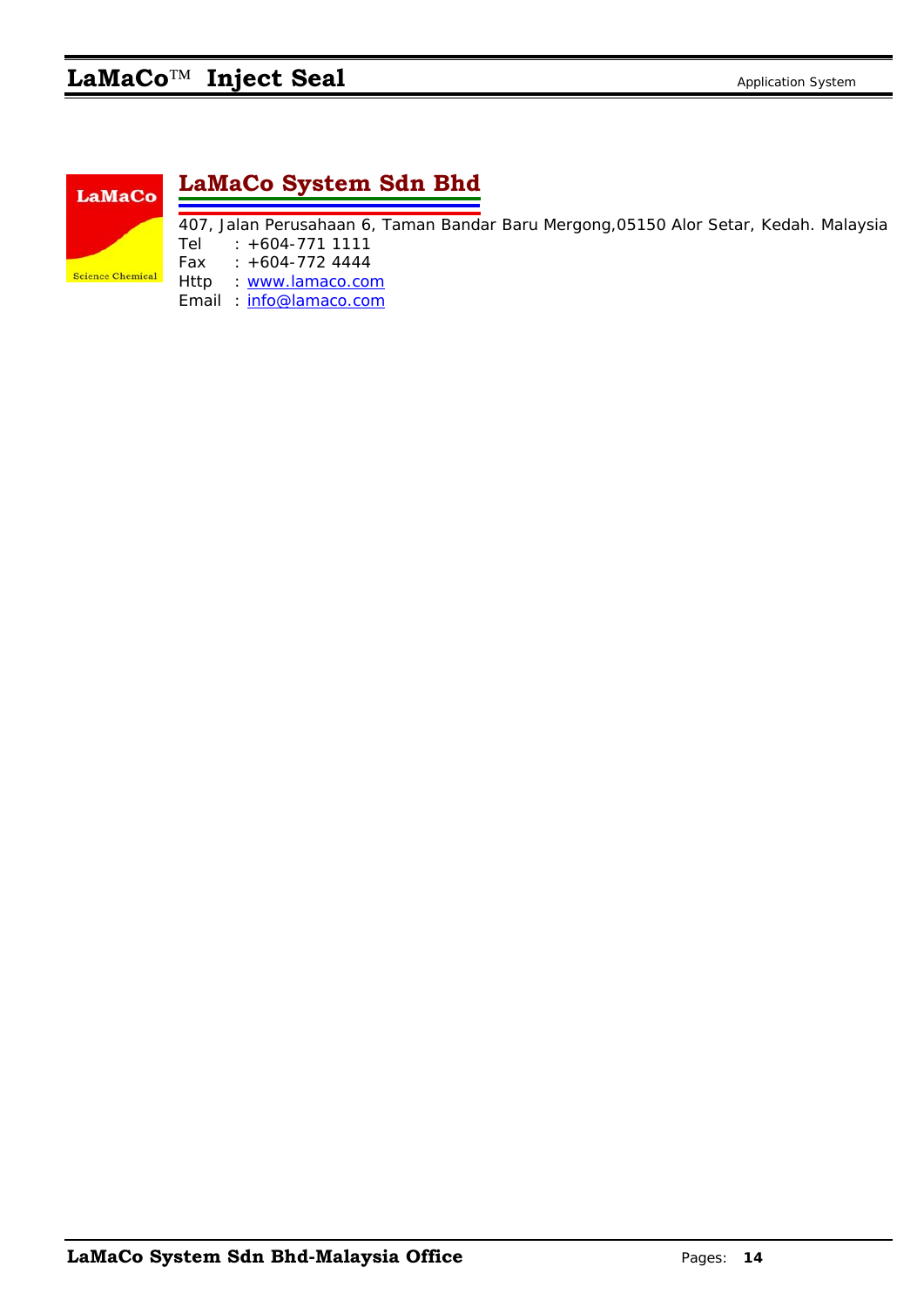## LaMaCo System Sdn Bhd

407, Jalan Perusahaan 6, Taman Bandar Baru Mergong,05150 Alor Setar, Kedah. Malaysia
Tel : +604-771 1111
Fax : +604-772 4444
Http : www.lamaco.com
Email : info@lamaco.com